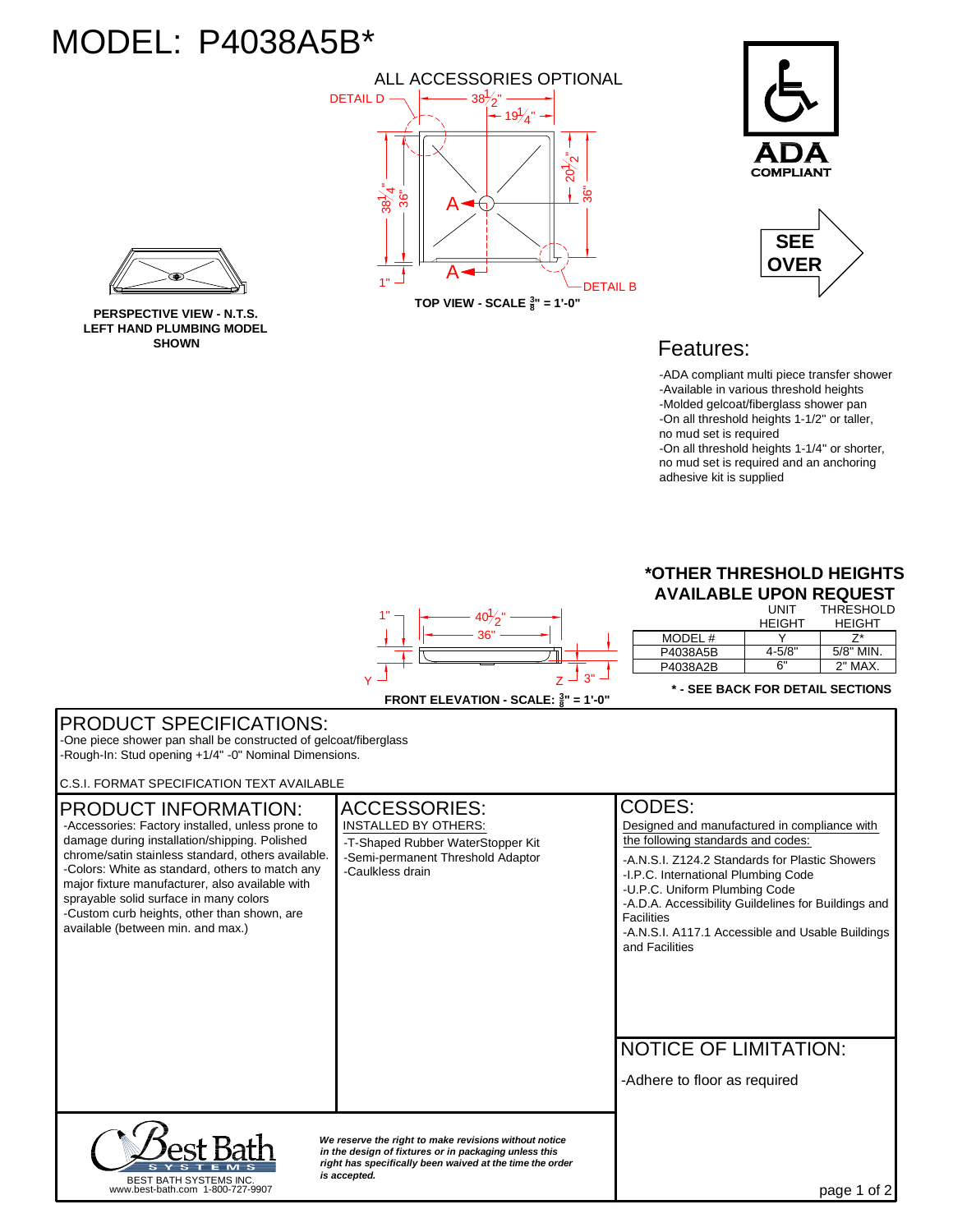# MODEL: P4038A5B*

ALL ACCESSORIES OPTIONAL

DETAIL D — 38-1/2" — 19-1/4" — 38-1/4" — 36" — 20-1/2" — 36" — 1" — DETAIL B

**TOP VIEW - SCALE 3/8" = 1'-0"**

**PERSPECTIVE VIEW - N.T.S.**
**LEFT HAND PLUMBING MODEL SHOWN**

ADA COMPLIANT

SEE OVER

## Features:

- ADA compliant multi piece transfer shower
- Available in various threshold heights
- Molded gelcoat/fiberglass shower pan
- On all threshold heights 1-1/2" or taller, no mud set is required
- On all threshold heights 1-1/4" or shorter, no mud set is required and an anchoring adhesive kit is supplied

1" — 40-1/2" — 36" — Y — Z — 3"

**FRONT ELEVATION - SCALE: 3/8" = 1'-0"**

**\*OTHER THRESHOLD HEIGHTS AVAILABLE UPON REQUEST**

| MODEL # | UNIT HEIGHT | THRESHOLD HEIGHT |
|---|---|---|
|  | Y | Z* |
| P4038A5B | 4-5/8" | 5/8" MIN. |
| P4038A2B | 6" | 2" MAX. |

**\* - SEE BACK FOR DETAIL SECTIONS**

## PRODUCT SPECIFICATIONS:

- One piece shower pan shall be constructed of gelcoat/fiberglass
- Rough-In: Stud opening +1/4" -0" Nominal Dimensions.

C.S.I. FORMAT SPECIFICATION TEXT AVAILABLE

## PRODUCT INFORMATION:

- Accessories: Factory installed, unless prone to damage during installation/shipping. Polished chrome/satin stainless standard, others available.
- Colors: White as standard, others to match any major fixture manufacturer, also available with sprayable solid surface in many colors
- Custom curb heights, other than shown, are available (between min. and max.)

## ACCESSORIES:

INSTALLED BY OTHERS:

- T-Shaped Rubber WaterStopper Kit
- Semi-permanent Threshold Adaptor
- Caulkless drain

## CODES:

Designed and manufactured in compliance with the following standards and codes:

- A.N.S.I. Z124.2 Standards for Plastic Showers
- I.P.C. International Plumbing Code
- U.P.C. Uniform Plumbing Code
- A.D.A. Accessibility Guildelines for Buildings and Facilities
- A.N.S.I. A117.1 Accessible and Usable Buildings and Facilities

## NOTICE OF LIMITATION:

- Adhere to floor as required

Best Bath SYSTEMS
BEST BATH SYSTEMS INC.
www.best-bath.com 1-800-727-9907

***We reserve the right to make revisions without notice in the design of fixtures or in packaging unless this right has specifically been waived at the time the order is accepted.***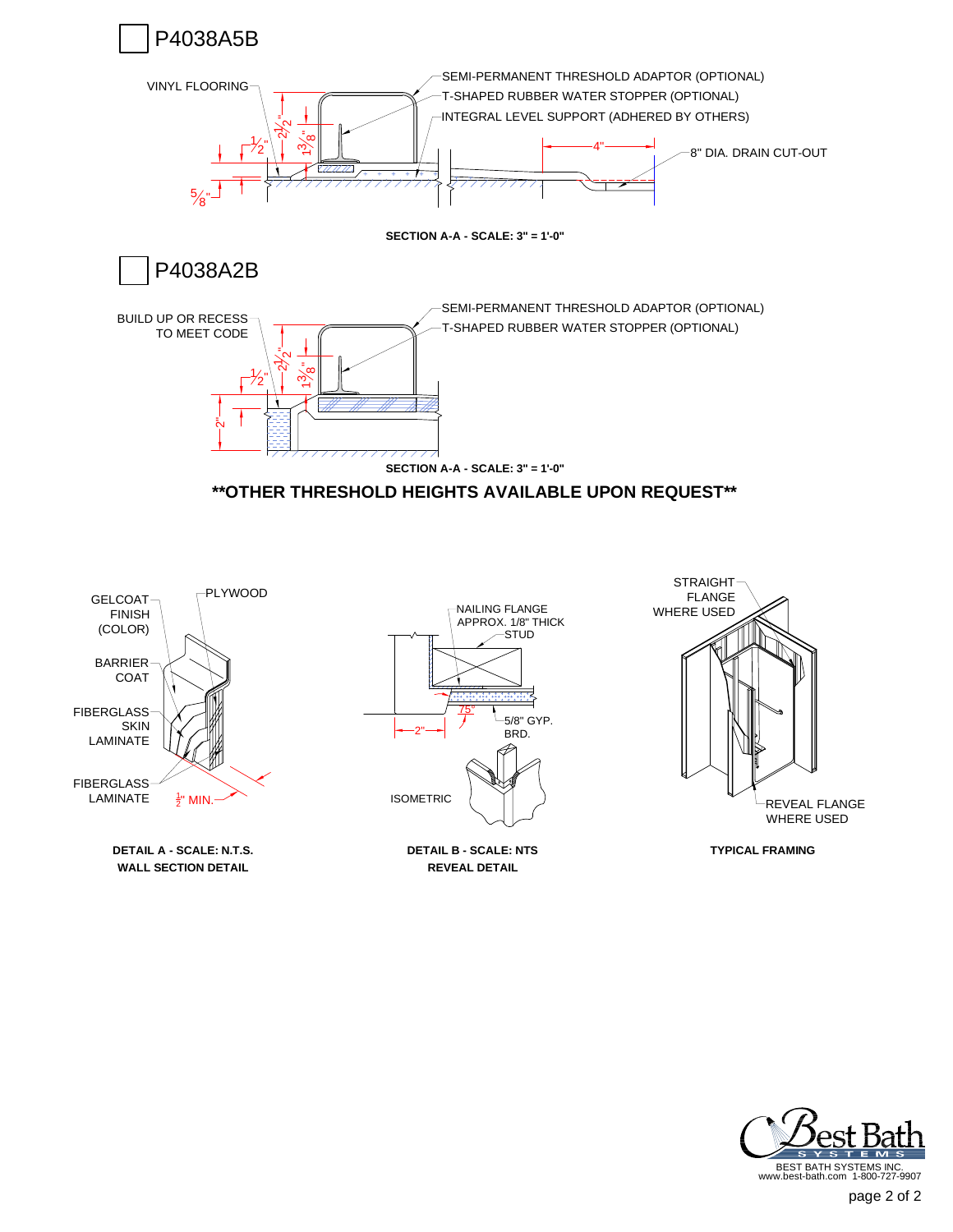☐ P4038A5B

VINYL FLOORING

SEMI-PERMANENT THRESHOLD ADAPTOR (OPTIONAL)

T-SHAPED RUBBER WATER STOPPER (OPTIONAL)

INTEGRAL LEVEL SUPPORT (ADHERED BY OTHERS)

8" DIA. DRAIN CUT-OUT

2½"

1⅜"

½"

⅝"

4"

**SECTION A-A - SCALE: 3" = 1'-0"**

☐ P4038A2B

BUILD UP OR RECESS TO MEET CODE

SEMI-PERMANENT THRESHOLD ADAPTOR (OPTIONAL)

T-SHAPED RUBBER WATER STOPPER (OPTIONAL)

2½"

1⅜"

½"

2"

**SECTION A-A - SCALE: 3" = 1'-0"**

**\*\*OTHER THRESHOLD HEIGHTS AVAILABLE UPON REQUEST\*\***

GELCOAT FINISH (COLOR)

PLYWOOD

BARRIER COAT

FIBERGLASS SKIN LAMINATE

FIBERGLASS LAMINATE

½" MIN.

**DETAIL A - SCALE: N.T.S.**
**WALL SECTION DETAIL**

NAILING FLANGE APPROX. 1/8" THICK

STUD

75°

5/8" GYP. BRD.

2"

ISOMETRIC

**DETAIL B - SCALE: NTS**
**REVEAL DETAIL**

STRAIGHT FLANGE WHERE USED

REVEAL FLANGE WHERE USED

**TYPICAL FRAMING**

Best Bath SYSTEMS

BEST BATH SYSTEMS INC.
www.best-bath.com 1-800-727-9907